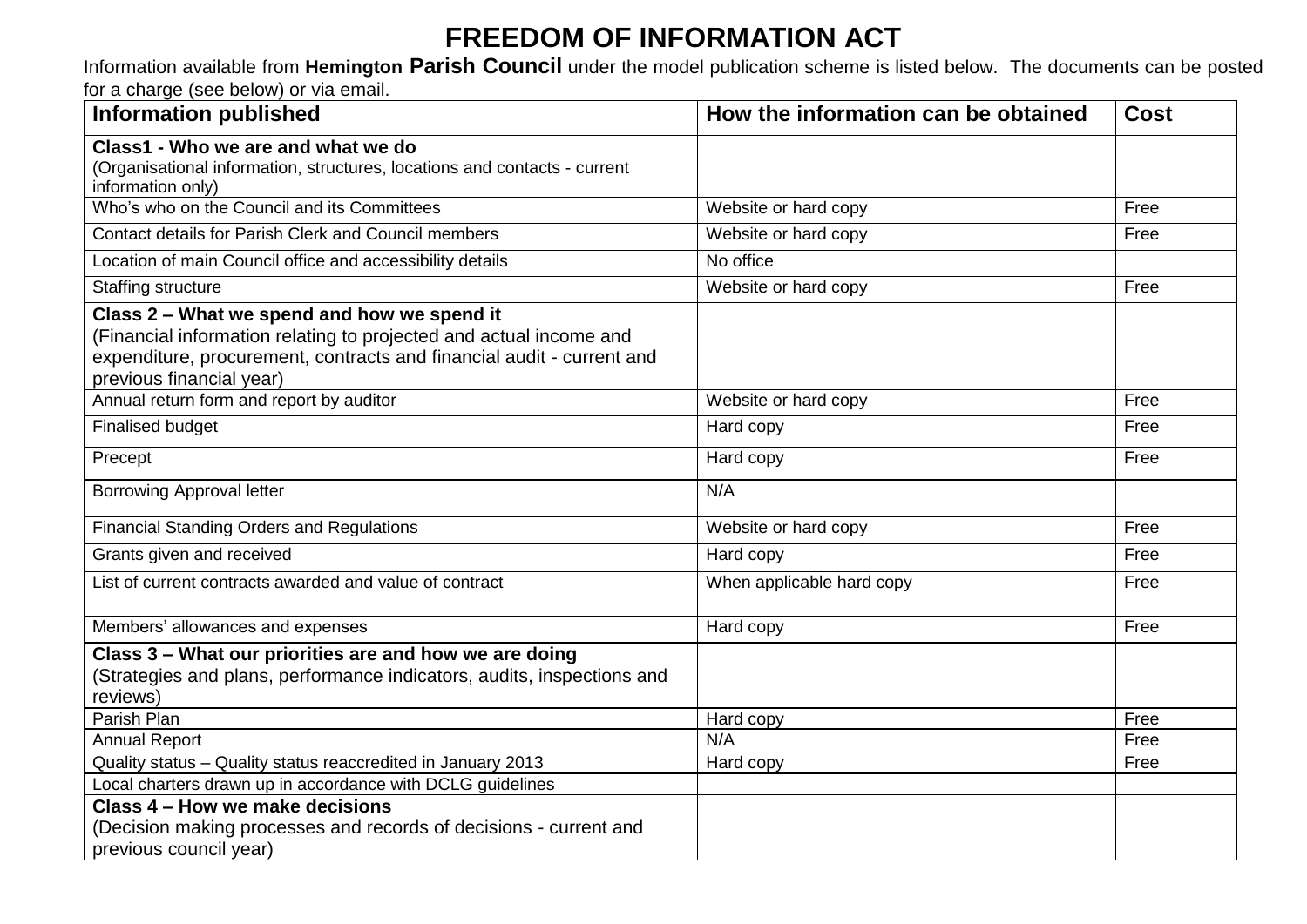# FREEDOM OF INFORMATION ACT

Information available from **Hemington Parish Council** under the model publication scheme is listed below. The documents can be posted for a charge (see below) or via email.

| Information published | How the information can be obtained | Cost |
|---|---|---|
| **Class1 - Who we are and what we do**<br>(Organisational information, structures, locations and contacts - current information only) | | |
| Who's who on the Council and its Committees | Website or hard copy | Free |
| Contact details for Parish Clerk and Council members | Website or hard copy | Free |
| Location of main Council office and accessibility details | No office | |
| Staffing structure | Website or hard copy | Free |
| **Class 2 – What we spend and how we spend it**<br>(Financial information relating to projected and actual income and expenditure, procurement, contracts and financial audit - current and previous financial year) | | |
| Annual return form and report by auditor | Website or hard copy | Free |
| Finalised budget | Hard copy | Free |
| Precept | Hard copy | Free |
| Borrowing Approval letter | N/A | |
| Financial Standing Orders and Regulations | Website or hard copy | Free |
| Grants given and received | Hard copy | Free |
| List of current contracts awarded and value of contract | When applicable hard copy | Free |
| Members' allowances and expenses | Hard copy | Free |
| **Class 3 – What our priorities are and how we are doing**<br>(Strategies and plans, performance indicators, audits, inspections and reviews) | | |
| Parish Plan | Hard copy | Free |
| Annual Report | N/A | Free |
| Quality status – Quality status reaccredited in January 2013 | Hard copy | Free |
| ~~Local charters drawn up in accordance with DCLG guidelines~~ | | |
| **Class 4 – How we make decisions**<br>(Decision making processes and records of decisions - current and previous council year) | | |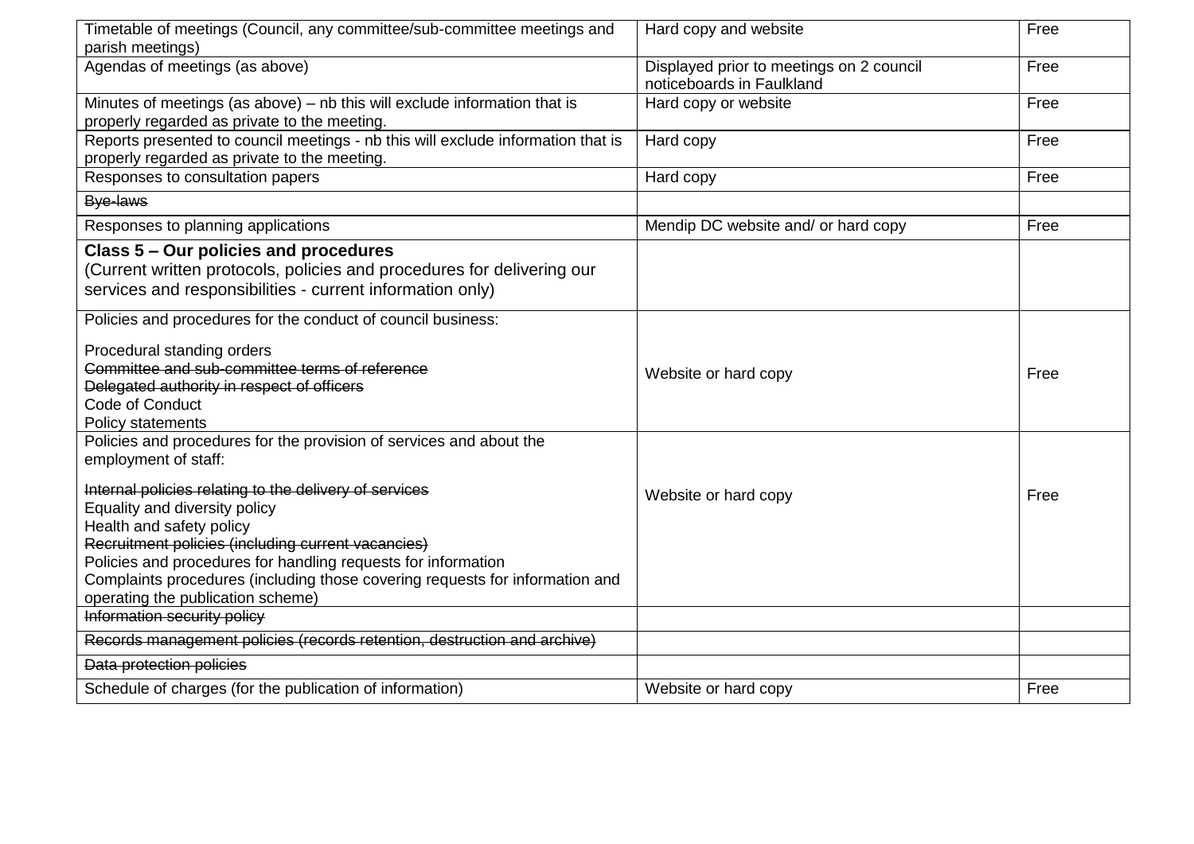| | | |
|---|---|---|
| Timetable of meetings (Council, any committee/sub-committee meetings and parish meetings) | Hard copy and website | Free |
| Agendas of meetings (as above) | Displayed prior to meetings on 2 council noticeboards in Faulkland | Free |
| Minutes of meetings (as above) – nb this will exclude information that is properly regarded as private to the meeting. | Hard copy or website | Free |
| Reports presented to council meetings - nb this will exclude information that is properly regarded as private to the meeting. | Hard copy | Free |
| Responses to consultation papers | Hard copy | Free |
| ~~Bye-laws~~ | | |
| Responses to planning applications | Mendip DC website and/ or hard copy | Free |
| **Class 5 – Our policies and procedures**<br>(Current written protocols, policies and procedures for delivering our services and responsibilities - current information only) | | |
| Policies and procedures for the conduct of council business:<br><br>Procedural standing orders<br>~~Committee and sub-committee terms of reference~~<br>~~Delegated authority in respect of officers~~<br>Code of Conduct<br>Policy statements | Website or hard copy | Free |
| Policies and procedures for the provision of services and about the employment of staff:<br><br>~~Internal policies relating to the delivery of services~~<br>Equality and diversity policy<br>Health and safety policy<br>~~Recruitment policies (including current vacancies)~~<br>Policies and procedures for handling requests for information<br>Complaints procedures (including those covering requests for information and operating the publication scheme) | Website or hard copy | Free |
| ~~Information security policy~~ | | |
| ~~Records management policies (records retention, destruction and archive)~~ | | |
| ~~Data protection policies~~ | | |
| Schedule of charges (for the publication of information) | Website or hard copy | Free |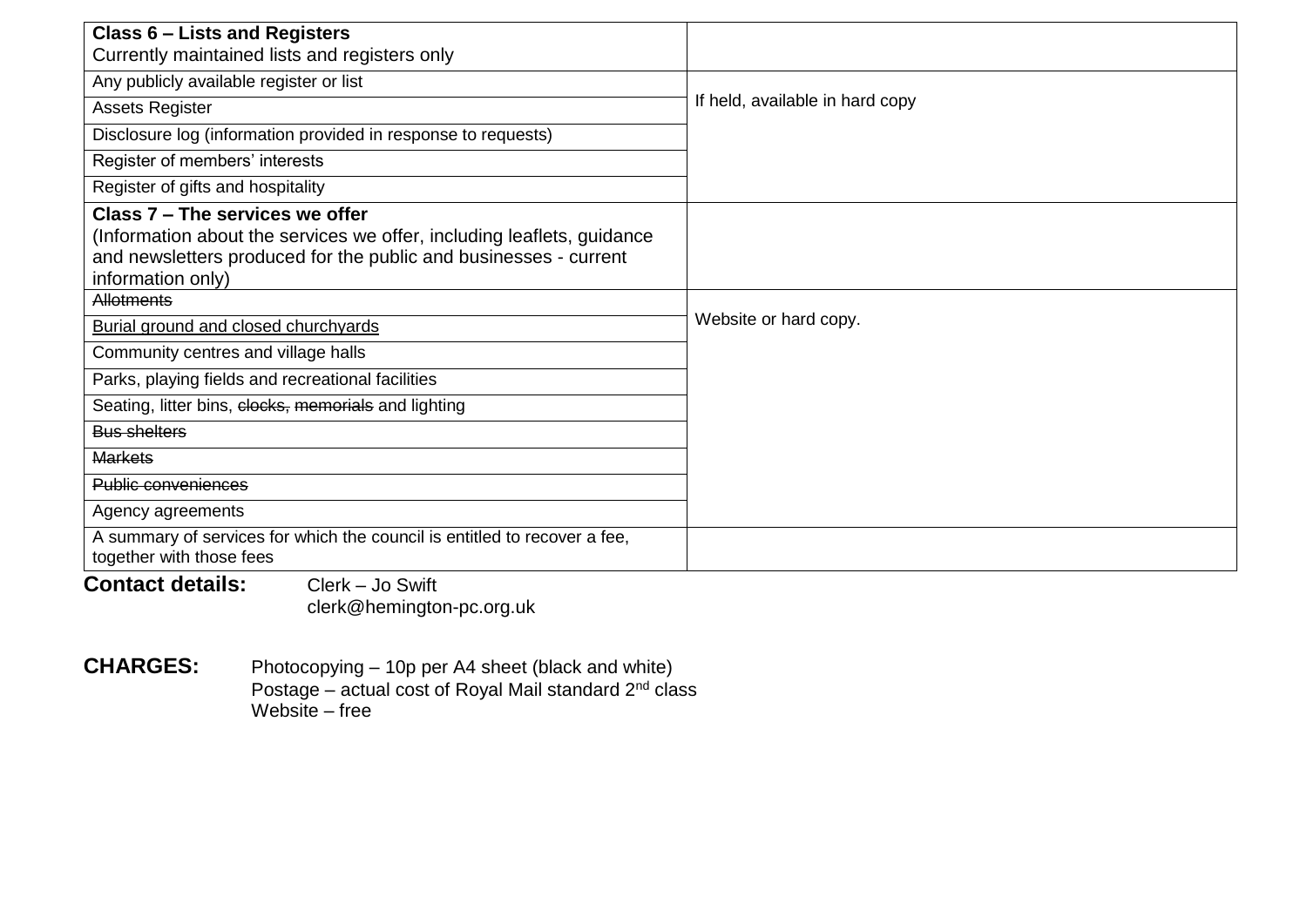| | |
|---|---|
| **Class 6 – Lists and Registers**<br>Currently maintained lists and registers only | |
| Any publicly available register or list | If held, available in hard copy |
| Assets Register | |
| Disclosure log (information provided in response to requests) | |
| Register of members' interests | |
| Register of gifts and hospitality | |
| **Class 7 – The services we offer**<br>(Information about the services we offer, including leaflets, guidance and newsletters produced for the public and businesses - current information only) | |
| ~~Allotments~~ | Website or hard copy. |
| Burial ground and closed churchyards | |
| Community centres and village halls | |
| Parks, playing fields and recreational facilities | |
| Seating, litter bins, ~~clocks, memorials~~ and lighting | |
| ~~Bus shelters~~ | |
| ~~Markets~~ | |
| ~~Public conveniences~~ | |
| Agency agreements | |
| A summary of services for which the council is entitled to recover a fee, together with those fees | |

**Contact details:** Clerk – Jo Swift
clerk@hemington-pc.org.uk

**CHARGES:** Photocopying – 10p per A4 sheet (black and white)
Postage – actual cost of Royal Mail standard 2nd class
Website – free